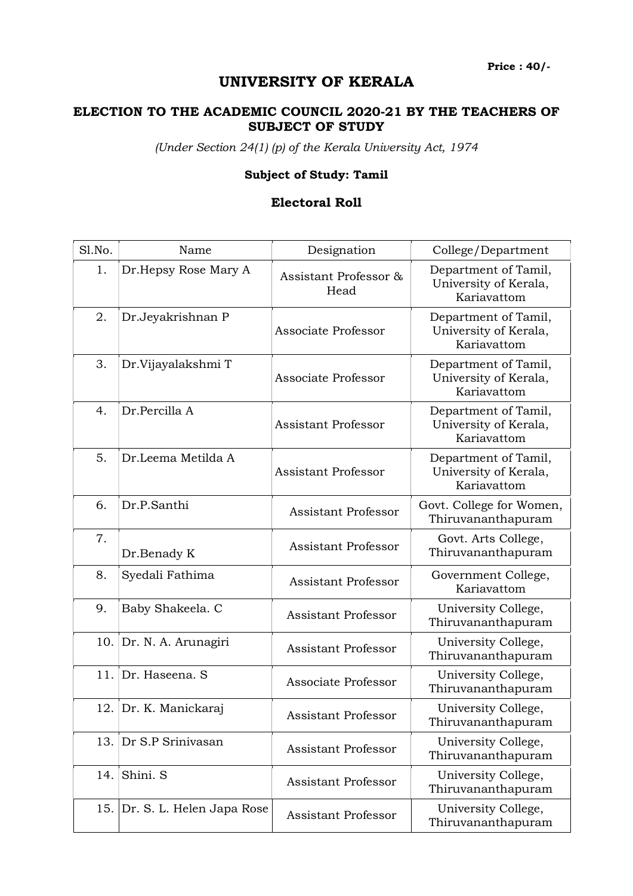**Price : 40/-**

# UNIVERSITY OF KERALA

## ELECTION TO THE ACADEMIC COUNCIL 2020-21 BY THE TEACHERS OF SUBJECT OF STUDY

*(Under Section 24(1) (p) of the Kerala University Act, 1974*

**Subject of Study: Tamil**

### Electoral Roll

| Sl.No. | Name | Designation | College/Department |
|---|---|---|---|
| 1. | Dr.Hepsy Rose Mary A | Assistant Professor & Head | Department of Tamil, University of Kerala, Kariavattom |
| 2. | Dr.Jeyakrishnan P | Associate Professor | Department of Tamil, University of Kerala, Kariavattom |
| 3. | Dr.Vijayalakshmi T | Associate Professor | Department of Tamil, University of Kerala, Kariavattom |
| 4. | Dr.Percilla A | Assistant Professor | Department of Tamil, University of Kerala, Kariavattom |
| 5. | Dr.Leema Metilda A | Assistant Professor | Department of Tamil, University of Kerala, Kariavattom |
| 6. | Dr.P.Santhi | Assistant Professor | Govt. College for Women, Thiruvananthapuram |
| 7. | Dr.Benady K | Assistant Professor | Govt. Arts College, Thiruvananthapuram |
| 8. | Syedali Fathima | Assistant Professor | Government College, Kariavattom |
| 9. | Baby Shakeela. C | Assistant Professor | University College, Thiruvananthapuram |
| 10. | Dr. N. A. Arunagiri | Assistant Professor | University College, Thiruvananthapuram |
| 11. | Dr. Haseena. S | Associate Professor | University College, Thiruvananthapuram |
| 12. | Dr. K. Manickaraj | Assistant Professor | University College, Thiruvananthapuram |
| 13. | Dr S.P Srinivasan | Assistant Professor | University College, Thiruvananthapuram |
| 14. | Shini. S | Assistant Professor | University College, Thiruvananthapuram |
| 15. | Dr. S. L. Helen Japa Rose | Assistant Professor | University College, Thiruvananthapuram |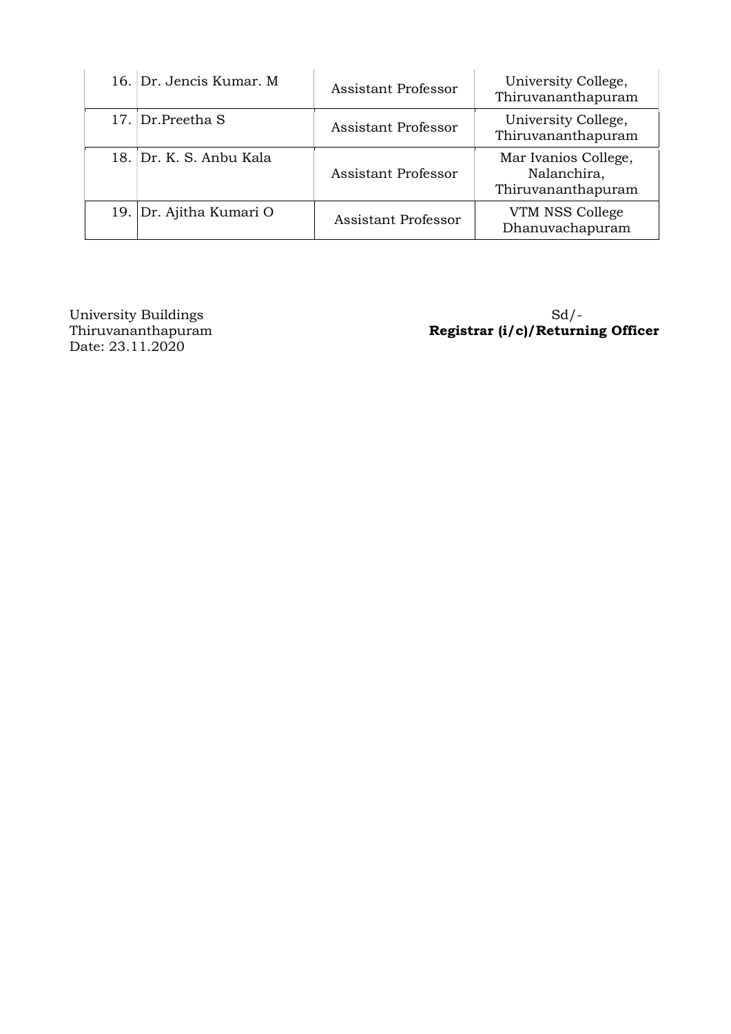| | | | |
|---|---|---|---|
| 16. | Dr. Jencis Kumar. M | Assistant Professor | University College, Thiruvananthapuram |
| 17. | Dr.Preetha S | Assistant Professor | University College, Thiruvananthapuram |
| 18. | Dr. K. S. Anbu Kala | Assistant Professor | Mar Ivanios College, Nalanchira, Thiruvananthapuram |
| 19. | Dr. Ajitha Kumari O | Assistant Professor | VTM NSS College Dhanuvachapuram |

University Buildings
Thiruvananthapuram
Date: 23.11.2020

Sd/-
**Registrar (i/c)/Returning Officer**